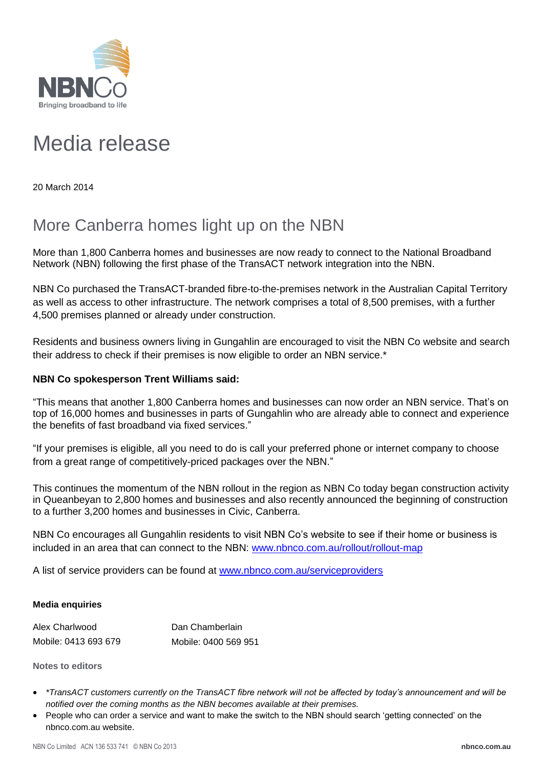NBNCo

Bringing broadband to life

# Media release

20 March 2014

## More Canberra homes light up on the NBN

More than 1,800 Canberra homes and businesses are now ready to connect to the National Broadband Network (NBN) following the first phase of the TransACT network integration into the NBN.

NBN Co purchased the TransACT-branded fibre-to-the-premises network in the Australian Capital Territory as well as access to other infrastructure. The network comprises a total of 8,500 premises, with a further 4,500 premises planned or already under construction.

Residents and business owners living in Gungahlin are encouraged to visit the NBN Co website and search their address to check if their premises is now eligible to order an NBN service.*

**NBN Co spokesperson Trent Williams said:**

"This means that another 1,800 Canberra homes and businesses can now order an NBN service. That's on top of 16,000 homes and businesses in parts of Gungahlin who are already able to connect and experience the benefits of fast broadband via fixed services."

"If your premises is eligible, all you need to do is call your preferred phone or internet company to choose from a great range of competitively-priced packages over the NBN."

This continues the momentum of the NBN rollout in the region as NBN Co today began construction activity in Queanbeyan to 2,800 homes and businesses and also recently announced the beginning of construction to a further 3,200 homes and businesses in Civic, Canberra.

NBN Co encourages all Gungahlin residents to visit NBN Co's website to see if their home or business is included in an area that can connect to the NBN: [www.nbnco.com.au/rollout/rollout-map](http://www.nbnco.com.au/rollout/rollout-map)

A list of service providers can be found at [www.nbnco.com.au/serviceproviders](http://www.nbnco.com.au/serviceproviders)

**Media enquiries**

| Alex Charlwood | Dan Chamberlain |
|---|---|
| Mobile: 0413 693 679 | Mobile: 0400 569 951 |

**Notes to editors**

- *\*TransACT customers currently on the TransACT fibre network will not be affected by today's announcement and will be notified over the coming months as the NBN becomes available at their premises.*
- People who can order a service and want to make the switch to the NBN should search 'getting connected' on the nbnco.com.au website.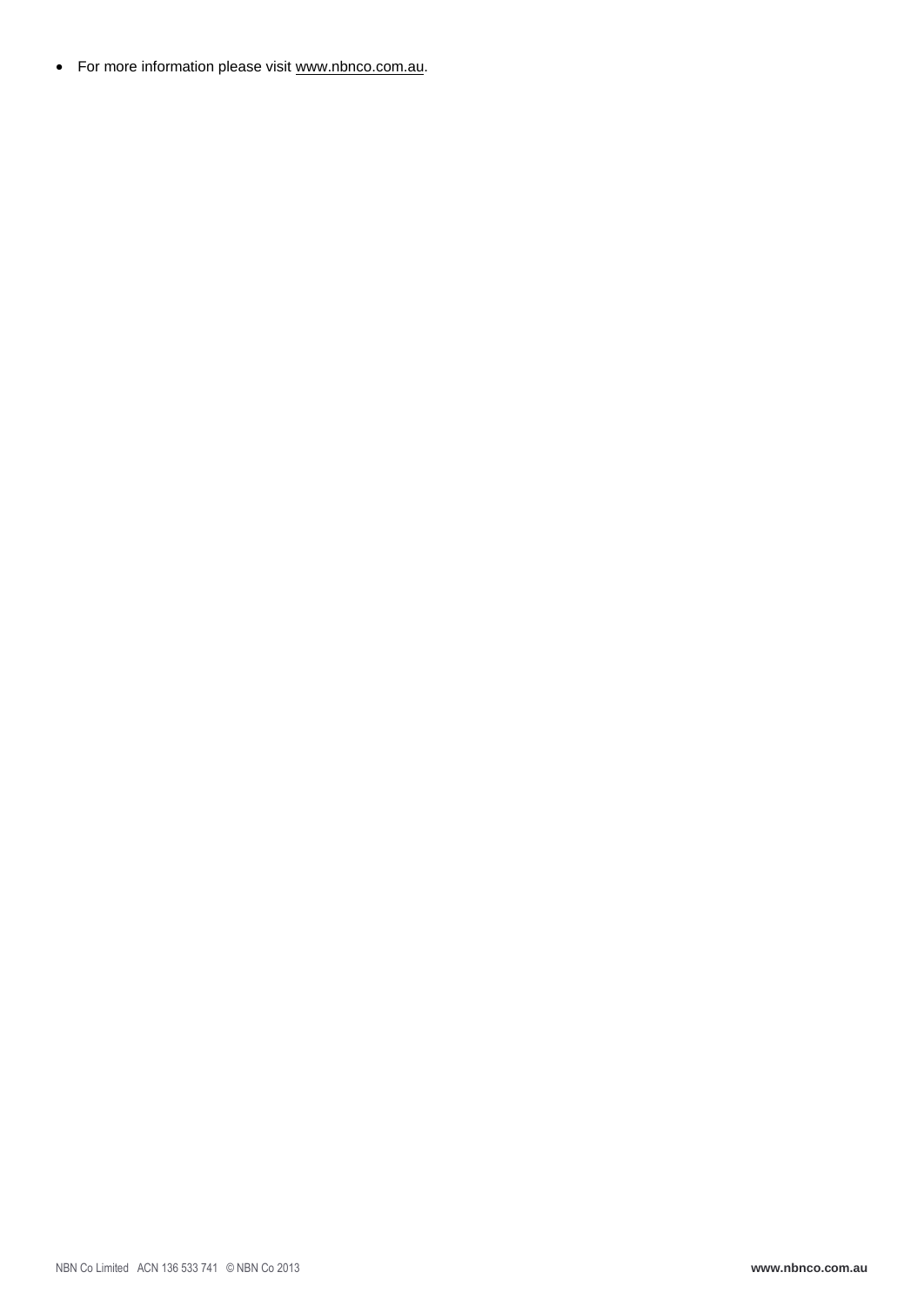- For more information please visit www.nbnco.com.au.